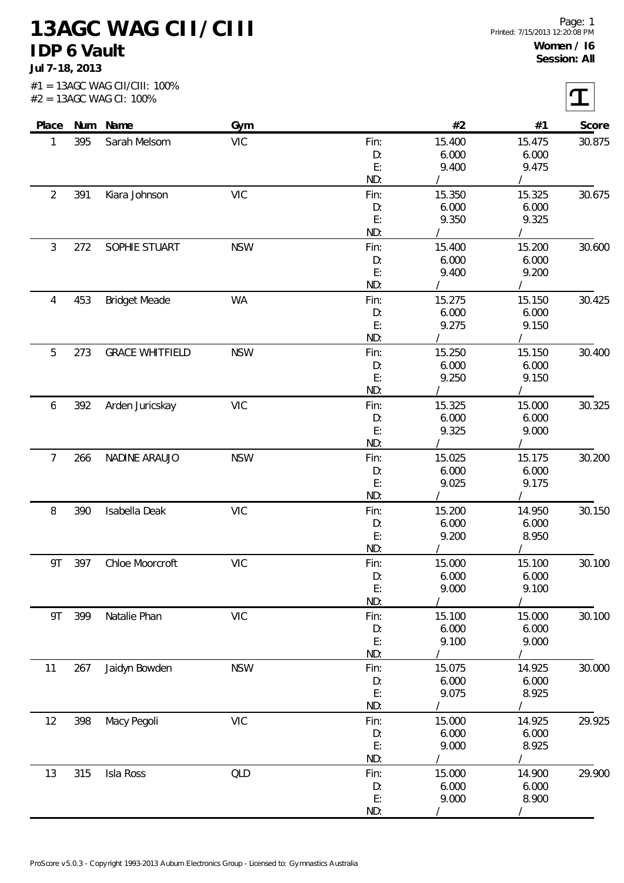# 13AGC WAG CII/CIII

## IDP 6 Vault

**Jul 7-18, 2013**

#1 = 13AGC WAG CII/CIII: 100%
#2 = 13AGC WAG CI: 100%

**Women / I6**
**Session: All**

| Place | Num | Name | Gym | | #2 | #1 | Score |
|---|---|---|---|---|---|---|---|
| 1 | 395 | Sarah Melsom | VIC | Fin: | 15.400 | 15.475 | 30.875 |
| | | | | D: | 6.000 | 6.000 | |
| | | | | E: | 9.400 | 9.475 | |
| | | | | ND: | / | / | |
| 2 | 391 | Kiara Johnson | VIC | Fin: | 15.350 | 15.325 | 30.675 |
| | | | | D: | 6.000 | 6.000 | |
| | | | | E: | 9.350 | 9.325 | |
| | | | | ND: | / | / | |
| 3 | 272 | SOPHIE STUART | NSW | Fin: | 15.400 | 15.200 | 30.600 |
| | | | | D: | 6.000 | 6.000 | |
| | | | | E: | 9.400 | 9.200 | |
| | | | | ND: | / | / | |
| 4 | 453 | Bridget Meade | WA | Fin: | 15.275 | 15.150 | 30.425 |
| | | | | D: | 6.000 | 6.000 | |
| | | | | E: | 9.275 | 9.150 | |
| | | | | ND: | / | / | |
| 5 | 273 | GRACE WHITFIELD | NSW | Fin: | 15.250 | 15.150 | 30.400 |
| | | | | D: | 6.000 | 6.000 | |
| | | | | E: | 9.250 | 9.150 | |
| | | | | ND: | / | / | |
| 6 | 392 | Arden Juricskay | VIC | Fin: | 15.325 | 15.000 | 30.325 |
| | | | | D: | 6.000 | 6.000 | |
| | | | | E: | 9.325 | 9.000 | |
| | | | | ND: | / | / | |
| 7 | 266 | NADINE ARAUJO | NSW | Fin: | 15.025 | 15.175 | 30.200 |
| | | | | D: | 6.000 | 6.000 | |
| | | | | E: | 9.025 | 9.175 | |
| | | | | ND: | / | / | |
| 8 | 390 | Isabella Deak | VIC | Fin: | 15.200 | 14.950 | 30.150 |
| | | | | D: | 6.000 | 6.000 | |
| | | | | E: | 9.200 | 8.950 | |
| | | | | ND: | / | / | |
| 9T | 397 | Chloe Moorcroft | VIC | Fin: | 15.000 | 15.100 | 30.100 |
| | | | | D: | 6.000 | 6.000 | |
| | | | | E: | 9.000 | 9.100 | |
| | | | | ND: | / | / | |
| 9T | 399 | Natalie Phan | VIC | Fin: | 15.100 | 15.000 | 30.100 |
| | | | | D: | 6.000 | 6.000 | |
| | | | | E: | 9.100 | 9.000 | |
| | | | | ND: | / | / | |
| 11 | 267 | Jaidyn Bowden | NSW | Fin: | 15.075 | 14.925 | 30.000 |
| | | | | D: | 6.000 | 6.000 | |
| | | | | E: | 9.075 | 8.925 | |
| | | | | ND: | / | / | |
| 12 | 398 | Macy Pegoli | VIC | Fin: | 15.000 | 14.925 | 29.925 |
| | | | | D: | 6.000 | 6.000 | |
| | | | | E: | 9.000 | 8.925 | |
| | | | | ND: | / | / | |
| 13 | 315 | Isla Ross | QLD | Fin: | 15.000 | 14.900 | 29.900 |
| | | | | D: | 6.000 | 6.000 | |
| | | | | E: | 9.000 | 8.900 | |
| | | | | ND: | / | / | |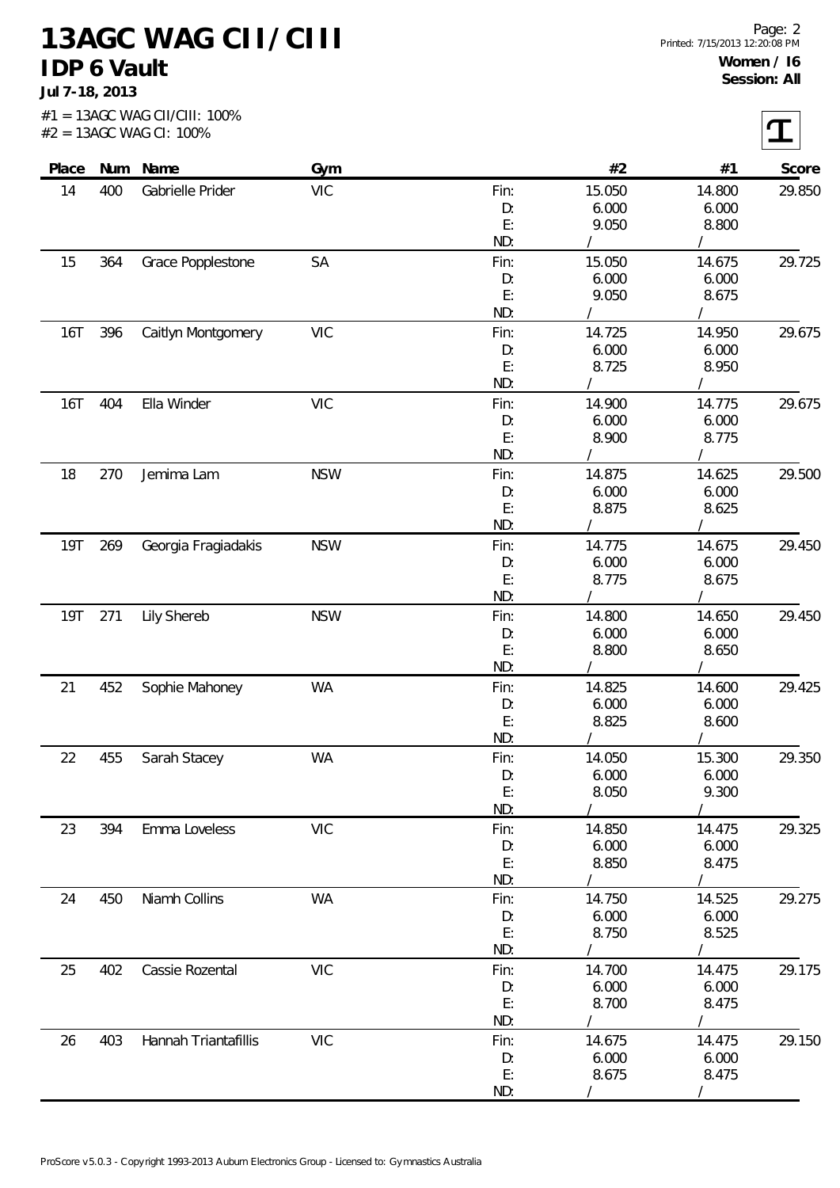# 13AGC WAG CII/CIII

## IDP 6 Vault

**Jul 7-18, 2013**

**Women / I6**
**Session: All**

#1 = 13AGC WAG CII/CIII: 100%
#2 = 13AGC WAG CI: 100%

| Place | Num | Name | Gym | | #2 | #1 | Score |
|---|---|---|---|---|---|---|---|
| 14 | 400 | Gabrielle Prider | VIC | Fin: | 15.050 | 14.800 | 29.850 |
| | | | | D: | 6.000 | 6.000 | |
| | | | | E: | 9.050 | 8.800 | |
| | | | | ND: | / | / | |
| 15 | 364 | Grace Popplestone | SA | Fin: | 15.050 | 14.675 | 29.725 |
| | | | | D: | 6.000 | 6.000 | |
| | | | | E: | 9.050 | 8.675 | |
| | | | | ND: | / | / | |
| 16T | 396 | Caitlyn Montgomery | VIC | Fin: | 14.725 | 14.950 | 29.675 |
| | | | | D: | 6.000 | 6.000 | |
| | | | | E: | 8.725 | 8.950 | |
| | | | | ND: | / | / | |
| 16T | 404 | Ella Winder | VIC | Fin: | 14.900 | 14.775 | 29.675 |
| | | | | D: | 6.000 | 6.000 | |
| | | | | E: | 8.900 | 8.775 | |
| | | | | ND: | / | / | |
| 18 | 270 | Jemima Lam | NSW | Fin: | 14.875 | 14.625 | 29.500 |
| | | | | D: | 6.000 | 6.000 | |
| | | | | E: | 8.875 | 8.625 | |
| | | | | ND: | / | / | |
| 19T | 269 | Georgia Fragiadakis | NSW | Fin: | 14.775 | 14.675 | 29.450 |
| | | | | D: | 6.000 | 6.000 | |
| | | | | E: | 8.775 | 8.675 | |
| | | | | ND: | / | / | |
| 19T | 271 | Lily Shereb | NSW | Fin: | 14.800 | 14.650 | 29.450 |
| | | | | D: | 6.000 | 6.000 | |
| | | | | E: | 8.800 | 8.650 | |
| | | | | ND: | / | / | |
| 21 | 452 | Sophie Mahoney | WA | Fin: | 14.825 | 14.600 | 29.425 |
| | | | | D: | 6.000 | 6.000 | |
| | | | | E: | 8.825 | 8.600 | |
| | | | | ND: | / | / | |
| 22 | 455 | Sarah Stacey | WA | Fin: | 14.050 | 15.300 | 29.350 |
| | | | | D: | 6.000 | 6.000 | |
| | | | | E: | 8.050 | 9.300 | |
| | | | | ND: | / | / | |
| 23 | 394 | Emma Loveless | VIC | Fin: | 14.850 | 14.475 | 29.325 |
| | | | | D: | 6.000 | 6.000 | |
| | | | | E: | 8.850 | 8.475 | |
| | | | | ND: | / | / | |
| 24 | 450 | Niamh Collins | WA | Fin: | 14.750 | 14.525 | 29.275 |
| | | | | D: | 6.000 | 6.000 | |
| | | | | E: | 8.750 | 8.525 | |
| | | | | ND: | / | / | |
| 25 | 402 | Cassie Rozental | VIC | Fin: | 14.700 | 14.475 | 29.175 |
| | | | | D: | 6.000 | 6.000 | |
| | | | | E: | 8.700 | 8.475 | |
| | | | | ND: | / | / | |
| 26 | 403 | Hannah Triantafillis | VIC | Fin: | 14.675 | 14.475 | 29.150 |
| | | | | D: | 6.000 | 6.000 | |
| | | | | E: | 8.675 | 8.475 | |
| | | | | ND: | / | / | |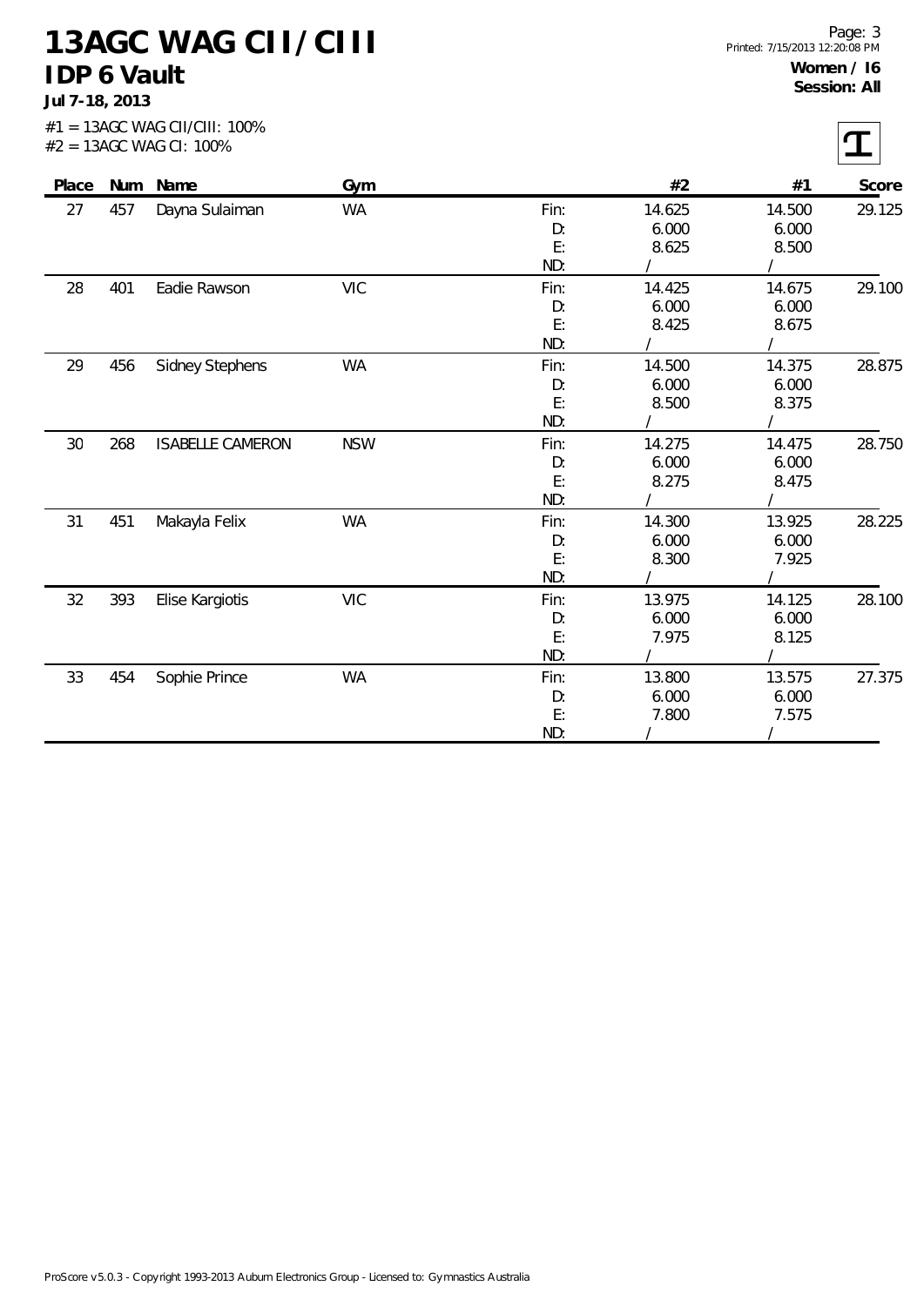# 13AGC WAG CII/CIII

## IDP 6 Vault

**Jul 7-18, 2013**

**Women / I6**
**Session: All**

#1 = 13AGC WAG CII/CIII: 100%
#2 = 13AGC WAG CI: 100%

| Place | Num | Name | Gym | | #2 | #1 | Score |
|---|---|---|---|---|---|---|---|
| 27 | 457 | Dayna Sulaiman | WA | Fin: | 14.625 | 14.500 | 29.125 |
| | | | | D: | 6.000 | 6.000 | |
| | | | | E: | 8.625 | 8.500 | |
| | | | | ND: | / | / | |
| 28 | 401 | Eadie Rawson | VIC | Fin: | 14.425 | 14.675 | 29.100 |
| | | | | D: | 6.000 | 6.000 | |
| | | | | E: | 8.425 | 8.675 | |
| | | | | ND: | / | / | |
| 29 | 456 | Sidney Stephens | WA | Fin: | 14.500 | 14.375 | 28.875 |
| | | | | D: | 6.000 | 6.000 | |
| | | | | E: | 8.500 | 8.375 | |
| | | | | ND: | / | / | |
| 30 | 268 | ISABELLE CAMERON | NSW | Fin: | 14.275 | 14.475 | 28.750 |
| | | | | D: | 6.000 | 6.000 | |
| | | | | E: | 8.275 | 8.475 | |
| | | | | ND: | / | / | |
| 31 | 451 | Makayla Felix | WA | Fin: | 14.300 | 13.925 | 28.225 |
| | | | | D: | 6.000 | 6.000 | |
| | | | | E: | 8.300 | 7.925 | |
| | | | | ND: | / | / | |
| 32 | 393 | Elise Kargiotis | VIC | Fin: | 13.975 | 14.125 | 28.100 |
| | | | | D: | 6.000 | 6.000 | |
| | | | | E: | 7.975 | 8.125 | |
| | | | | ND: | / | / | |
| 33 | 454 | Sophie Prince | WA | Fin: | 13.800 | 13.575 | 27.375 |
| | | | | D: | 6.000 | 6.000 | |
| | | | | E: | 7.800 | 7.575 | |
| | | | | ND: | / | / | |

ProScore v5.0.3 - Copyright 1993-2013 Auburn Electronics Group - Licensed to: Gymnastics Australia